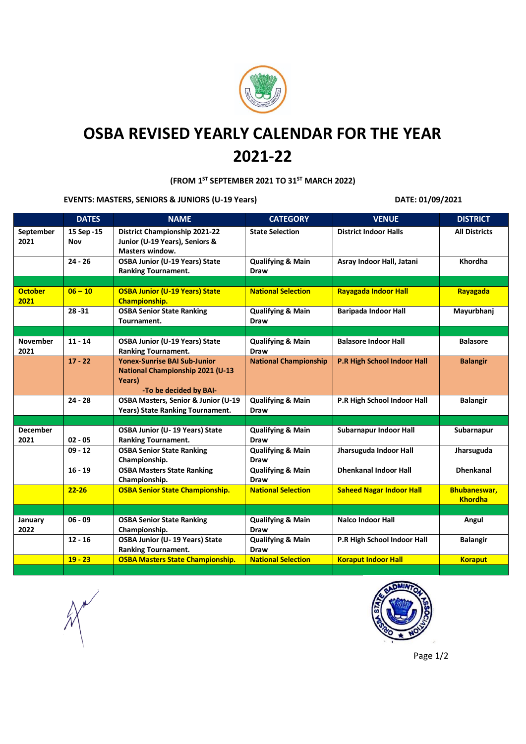# OSBA REVISED YEARLY CALENDAR FOR THE YEAR 2021-22

**(FROM 1ST SEPTEMBER 2021 TO 31ST MARCH 2022)**

**EVENTS: MASTERS, SENIORS & JUNIORS (U-19 Years)** **DATE: 01/09/2021**

| | DATES | NAME | CATEGORY | VENUE | DISTRICT |
|---|---|---|---|---|---|
| September 2021 | 15 Sep -15 Nov | District Championship 2021-22 Junior (U-19 Years), Seniors & Masters window. | State Selection | District Indoor Halls | All Districts |
| | 24 - 26 | OSBA Junior (U-19 Years) State Ranking Tournament. | Qualifying & Main Draw | Asray Indoor Hall, Jatani | Khordha |
| | | | | | |
| October 2021 | 06 – 10 | OSBA Junior (U-19 Years) State Championship. | National Selection | Rayagada Indoor Hall | Rayagada |
| | 28 -31 | OSBA Senior State Ranking Tournament. | Qualifying & Main Draw | Baripada Indoor Hall | Mayurbhanj |
| | | | | | |
| November 2021 | 11 - 14 | OSBA Junior (U-19 Years) State Ranking Tournament. | Qualifying & Main Draw | Balasore Indoor Hall | Balasore |
| | 17 - 22 | Yonex-Sunrise BAI Sub-Junior National Championship 2021 (U-13 Years) -To be decided by BAI- | National Championship | P.R High School Indoor Hall | Balangir |
| | 24 - 28 | OSBA Masters, Senior & Junior (U-19 Years) State Ranking Tournament. | Qualifying & Main Draw | P.R High School Indoor Hall | Balangir |
| | | | | | |
| December 2021 | 02 - 05 | OSBA Junior (U- 19 Years) State Ranking Tournament. | Qualifying & Main Draw | Subarnapur Indoor Hall | Subarnapur |
| | 09 - 12 | OSBA Senior State Ranking Championship. | Qualifying & Main Draw | Jharsuguda Indoor Hall | Jharsuguda |
| | 16 - 19 | OSBA Masters State Ranking Championship. | Qualifying & Main Draw | Dhenkanal Indoor Hall | Dhenkanal |
| | 22-26 | OSBA Senior State Championship. | National Selection | Saheed Nagar Indoor Hall | Bhubaneswar, Khordha |
| | | | | | |
| January 2022 | 06 - 09 | OSBA Senior State Ranking Championship. | Qualifying & Main Draw | Nalco Indoor Hall | Angul |
| | 12 - 16 | OSBA Junior (U- 19 Years) State Ranking Tournament. | Qualifying & Main Draw | P.R High School Indoor Hall | Balangir |
| | 19 - 23 | OSBA Masters State Championship. | National Selection | Koraput Indoor Hall | Koraput |
| | | | | | |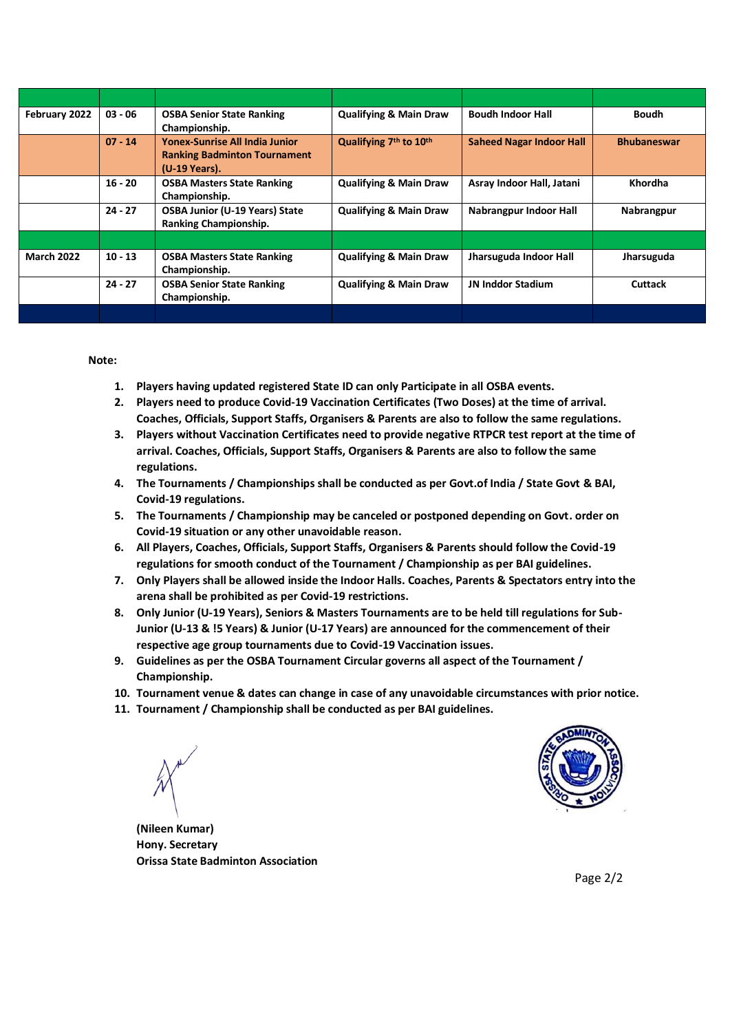| | | | | | |
|---|---|---|---|---|---|
| | | | | | |
| **February 2022** | **03 - 06** | **OSBA Senior State Ranking Championship.** | **Qualifying & Main Draw** | **Boudh Indoor Hall** | **Boudh** |
| | **07 - 14** | **Yonex-Sunrise All India Junior Ranking Badminton Tournament (U-19 Years).** | **Qualifying 7th to 10th** | **Saheed Nagar Indoor Hall** | **Bhubaneswar** |
| | **16 - 20** | **OSBA Masters State Ranking Championship.** | **Qualifying & Main Draw** | **Asray Indoor Hall, Jatani** | **Khordha** |
| | **24 - 27** | **OSBA Junior (U-19 Years) State Ranking Championship.** | **Qualifying & Main Draw** | **Nabrangpur Indoor Hall** | **Nabrangpur** |
| | | | | | |
| **March 2022** | **10 - 13** | **OSBA Masters State Ranking Championship.** | **Qualifying & Main Draw** | **Jharsuguda Indoor Hall** | **Jharsuguda** |
| | **24 - 27** | **OSBA Senior State Ranking Championship.** | **Qualifying & Main Draw** | **JN Inddor Stadium** | **Cuttack** |
| | | | | | |

**Note:**

1. **Players having updated registered State ID can only Participate in all OSBA events.**
2. **Players need to produce Covid-19 Vaccination Certificates (Two Doses) at the time of arrival. Coaches, Officials, Support Staffs, Organisers & Parents are also to follow the same regulations.**
3. **Players without Vaccination Certificates need to provide negative RTPCR test report at the time of arrival. Coaches, Officials, Support Staffs, Organisers & Parents are also to follow the same regulations.**
4. **The Tournaments / Championships shall be conducted as per Govt.of India / State Govt & BAI, Covid-19 regulations.**
5. **The Tournaments / Championship may be canceled or postponed depending on Govt. order on Covid-19 situation or any other unavoidable reason.**
6. **All Players, Coaches, Officials, Support Staffs, Organisers & Parents should follow the Covid-19 regulations for smooth conduct of the Tournament / Championship as per BAI guidelines.**
7. **Only Players shall be allowed inside the Indoor Halls. Coaches, Parents & Spectators entry into the arena shall be prohibited as per Covid-19 restrictions.**
8. **Only Junior (U-19 Years), Seniors & Masters Tournaments are to be held till regulations for Sub-Junior (U-13 & !5 Years) & Junior (U-17 Years) are announced for the commencement of their respective age group tournaments due to Covid-19 Vaccination issues.**
9. **Guidelines as per the OSBA Tournament Circular governs all aspect of the Tournament / Championship.**
10. **Tournament venue & dates can change in case of any unavoidable circumstances with prior notice.**
11. **Tournament / Championship shall be conducted as per BAI guidelines.**

**(Nileen Kumar)**
**Hony. Secretary**
**Orissa State Badminton Association**